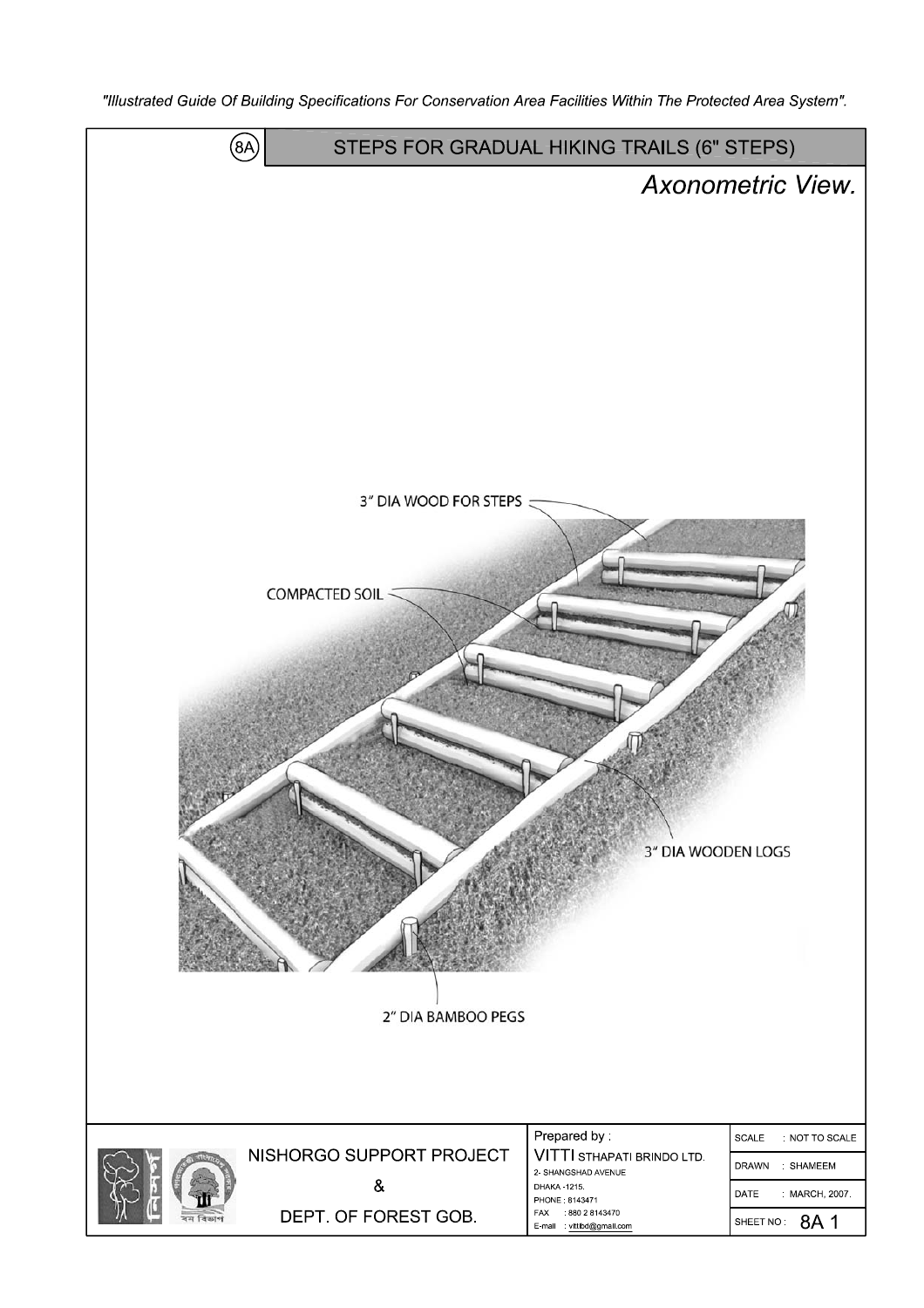"Illustrated Guide Of Building Specifications For Conservation Area Facilities Within The Protected Area System".

## (8A) STEPS FOR GRADUAL HIKING TRAILS (6" STEPS)

*Axonometric View.*

3" DIA WOOD FOR STEPS

COMPACTED SOIL

3" DIA WOODEN LOGS

2" DIA BAMBOO PEGS

| NISHORGO SUPPORT PROJECT & DEPT. OF FOREST GOB. | Prepared by : VITTI STHAPATI BRINDO LTD. 2- SHANGSHAD AVENUE DHAKA -1215. PHONE : 8143471 FAX : 880 2 8143470 E-mail : vittibd@gmail.com | SCALE : NOT TO SCALE |
|---|---|---|
| | | DRAWN : SHAMEEM |
| | | DATE : MARCH, 2007. |
| | | SHEET NO : 8A 1 |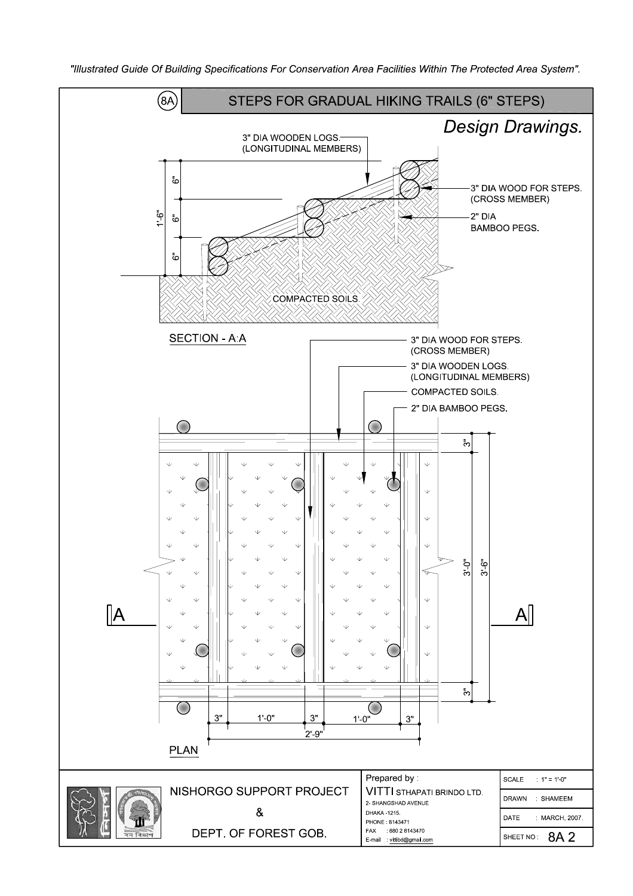"Illustrated Guide Of Building Specifications For Conservation Area Facilities Within The Protected Area System".

## (8A) STEPS FOR GRADUAL HIKING TRAILS (6" STEPS)

*Design Drawings.*

3" DIA WOODEN LOGS. (LONGITUDINAL MEMBERS)

3" DIA WOOD FOR STEPS. (CROSS MEMBER)

2" DIA BAMBOO PEGS.

6" 6" 6" 1'-6"

COMPACTED SOILS

SECTION - A:A

3" DIA WOOD FOR STEPS. (CROSS MEMBER)

3" DIA WOODEN LOGS. (LONGITUDINAL MEMBERS)

COMPACTED SOILS.

2" DIA BAMBOO PEGS.

3" 3'-0" 3'-6" 3"

A A

3" 1'-0" 3" 1'-0" 3"

2'-9"

PLAN

| NISHORGO SUPPORT PROJECT & DEPT. OF FOREST GOB. | Prepared by : VITTI STHAPATI BRINDO LTD. 2- SHANGSHAD AVENUE DHAKA -1215. PHONE : 8143471 FAX : 880 2 8143470 E-mail : vittibd@gmail.com | SCALE : 1" = 1'-0" |
|---|---|---|
| | | DRAWN : SHAMEEM |
| | | DATE : MARCH, 2007. |
| | | SHEET NO : 8A 2 |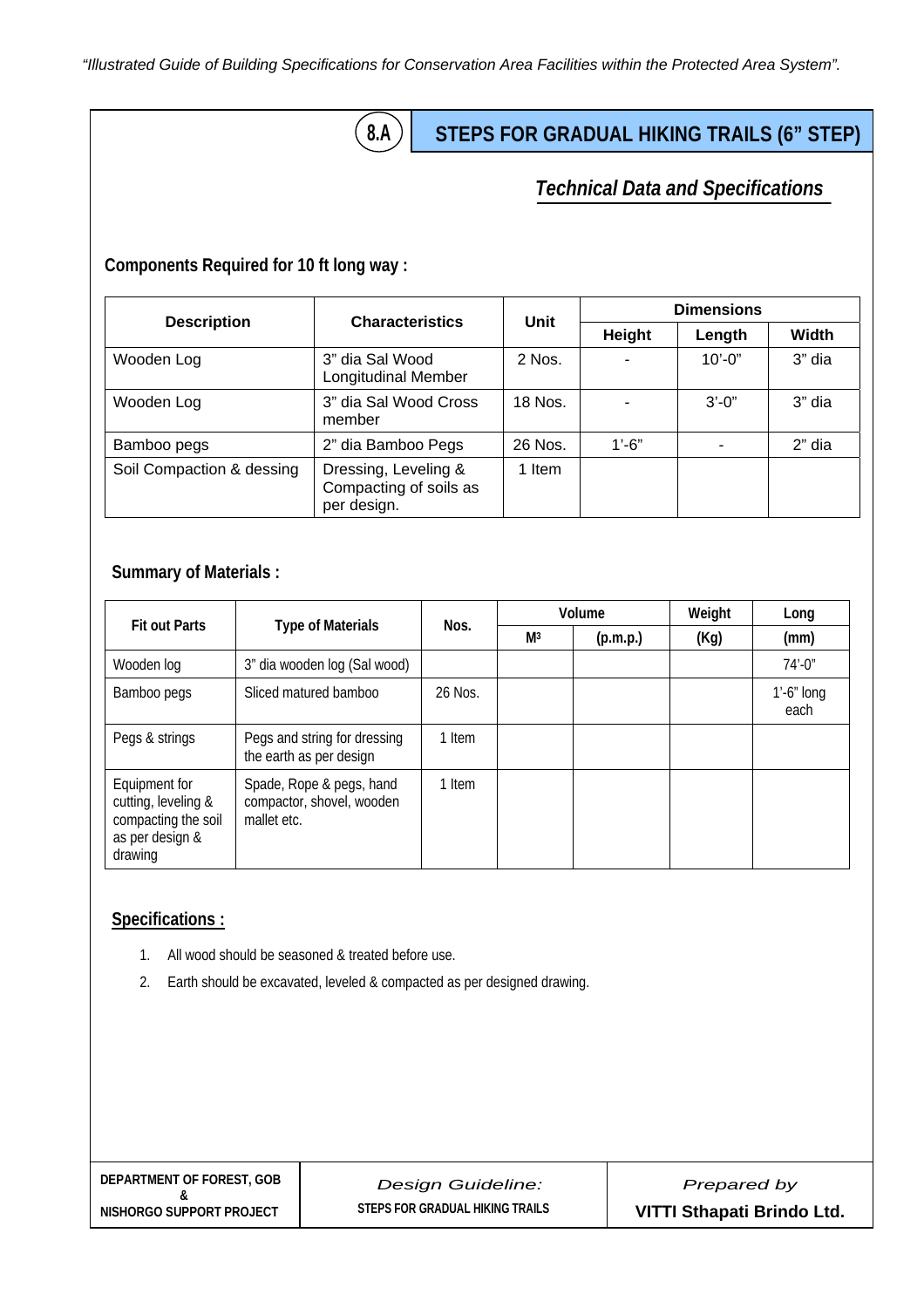## 8.A STEPS FOR GRADUAL HIKING TRAILS (6" STEP)

### *Technical Data and Specifications*

**Components Required for 10 ft long way :**

| Description | Characteristics | Unit | Dimensions | | |
|---|---|---|---|---|---|
| | | | Height | Length | Width |
| Wooden Log | 3" dia Sal Wood Longitudinal Member | 2 Nos. | - | 10'-0" | 3" dia |
| Wooden Log | 3" dia Sal Wood Cross member | 18 Nos. | - | 3'-0" | 3" dia |
| Bamboo pegs | 2" dia Bamboo Pegs | 26 Nos. | 1'-6" | - | 2" dia |
| Soil Compaction & dessing | Dressing, Leveling & Compacting of soils as per design. | 1 Item | | | |

**Summary of Materials :**

| Fit out Parts | Type of Materials | Nos. | Volume | | Weight | Long |
|---|---|---|---|---|---|---|
| | | | $M^3$ | (p.m.p.) | (Kg) | (mm) |
| Wooden log | 3" dia wooden log (Sal wood) | | | | | 74'-0" |
| Bamboo pegs | Sliced matured bamboo | 26 Nos. | | | | 1'-6" long each |
| Pegs & strings | Pegs and string for dressing the earth as per design | 1 Item | | | | |
| Equipment for cutting, leveling & compacting the soil as per design & drawing | Spade, Rope & pegs, hand compactor, shovel, wooden mallet etc. | 1 Item | | | | |

**Specifications :**

1. All wood should be seasoned & treated before use.
2. Earth should be excavated, leveled & compacted as per designed drawing.

| | | |
|---|---|---|
| DEPARTMENT OF FOREST, GOB & NISHORGO SUPPORT PROJECT | *Design Guideline:* STEPS FOR GRADUAL HIKING TRAILS | *Prepared by* **VITTI Sthapati Brindo Ltd.** |